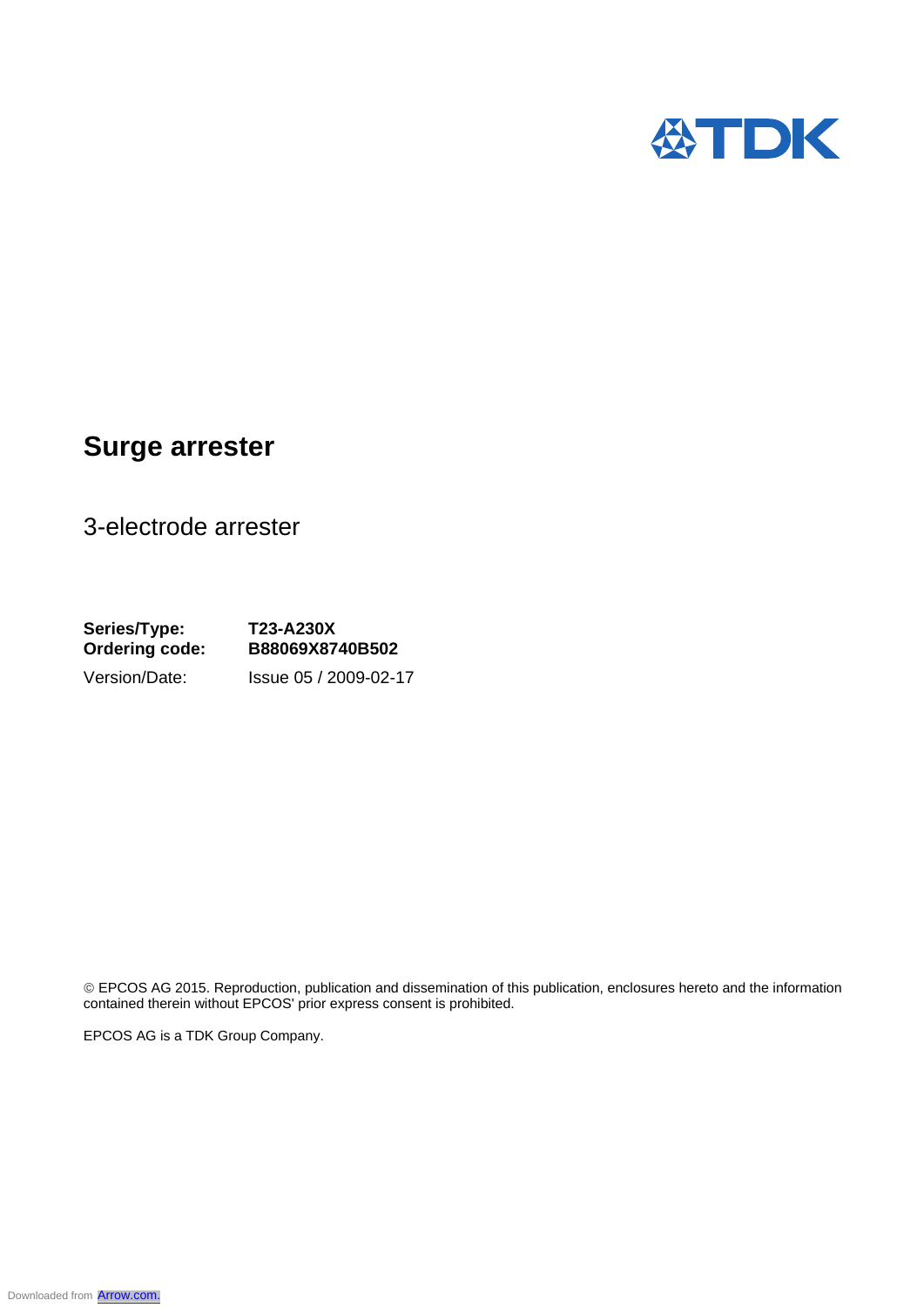# Surge arrester

3-electrode arrester

**Series/Type:** **T23-A230X**
**Ordering code:** **B88069X8740B502**
Version/Date: Issue 05 / 2009-02-17

© EPCOS AG 2015. Reproduction, publication and dissemination of this publication, enclosures hereto and the information contained therein without EPCOS' prior express consent is prohibited.

EPCOS AG is a TDK Group Company.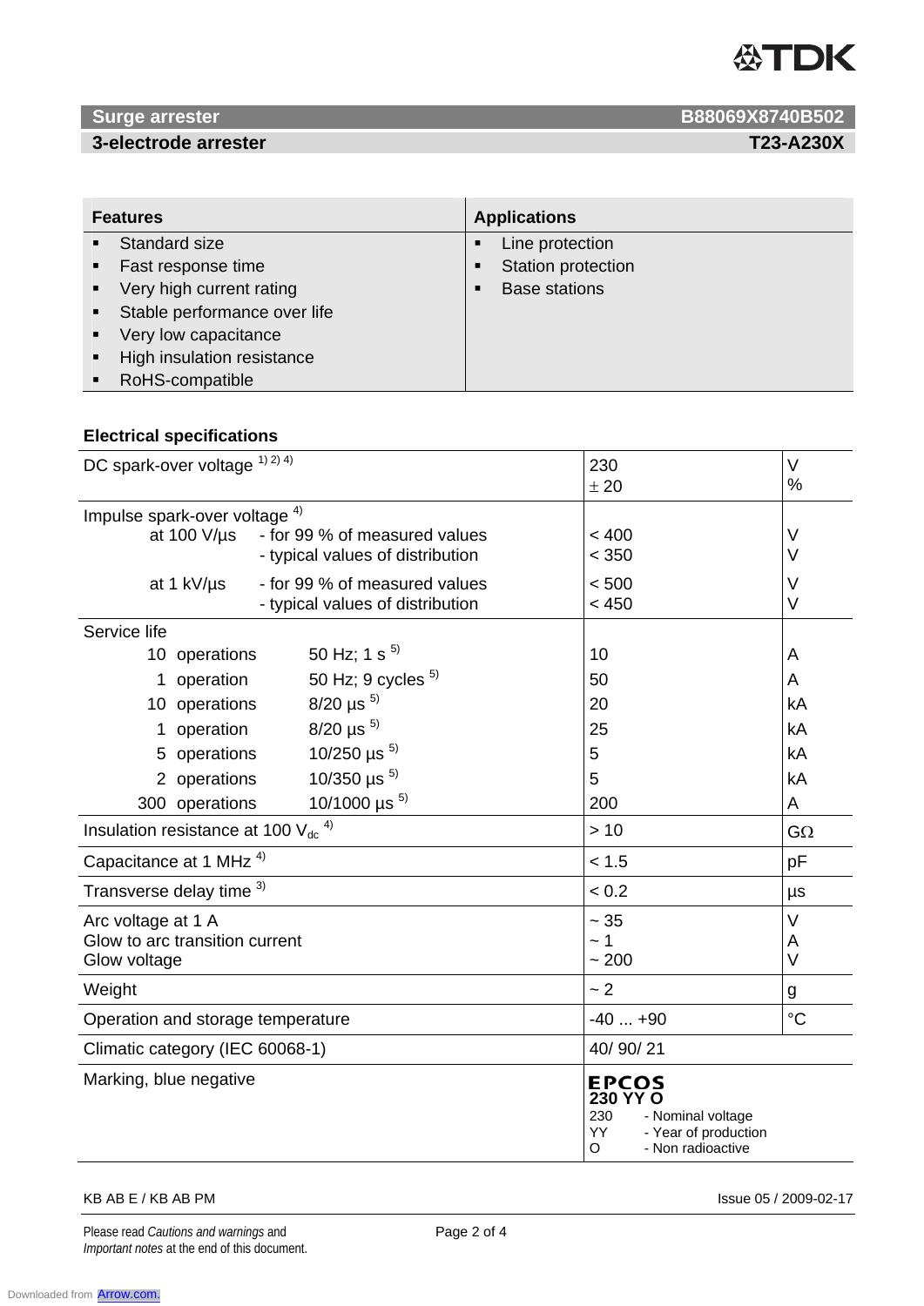# Surge arrester — B88069X8740B502

## 3-electrode arrester — T23-A230X

| Features | Applications |
|---|---|
| ▪ Standard size<br>▪ Fast response time<br>▪ Very high current rating<br>▪ Stable performance over life<br>▪ Very low capacitance<br>▪ High insulation resistance<br>▪ RoHS-compatible | ▪ Line protection<br>▪ Station protection<br>▪ Base stations |

### Electrical specifications

| Parameter | | | Value | Unit |
|---|---|---|---|---|
| DC spark-over voltage [1) 2) 4)] | | | 230<br>± 20 | V<br>% |
| Impulse spark-over voltage [4)] | | | | |
| at 100 V/µs | - for 99 % of measured values | | < 400 | V |
| | - typical values of distribution | | < 350 | V |
| at 1 kV/µs | - for 99 % of measured values | | < 500 | V |
| | - typical values of distribution | | < 450 | V |
| Service life | | | | |
| 10 operations | 50 Hz; 1 s [5)] | | 10 | A |
| 1 operation | 50 Hz; 9 cycles [5)] | | 50 | A |
| 10 operations | 8/20 µs [5)] | | 20 | kA |
| 1 operation | 8/20 µs [5)] | | 25 | kA |
| 5 operations | 10/250 µs [5)] | | 5 | kA |
| 2 operations | 10/350 µs [5)] | | 5 | kA |
| 300 operations | 10/1000 µs [5)] | | 200 | A |
| Insulation resistance at 100 $V_{dc}$ [4)] | | | > 10 | GΩ |
| Capacitance at 1 MHz [4)] | | | < 1.5 | pF |
| Transverse delay time [3)] | | | < 0.2 | µs |
| Arc voltage at 1 A<br>Glow to arc transition current<br>Glow voltage | | | ~ 35<br>~ 1<br>~ 200 | V<br>A<br>V |
| Weight | | | ~ 2 | g |
| Operation and storage temperature | | | -40 ... +90 | °C |
| Climatic category (IEC 60068-1) | | | 40/ 90/ 21 | |
| Marking, blue negative | | | **EPCOS**<br>**230 YY O**<br>230 - Nominal voltage<br>YY - Year of production<br>O - Non radioactive | |

KB AB E / KB AB PM

Issue 05 / 2009-02-17

Please read *Cautions and warnings* and *Important notes* at the end of this document.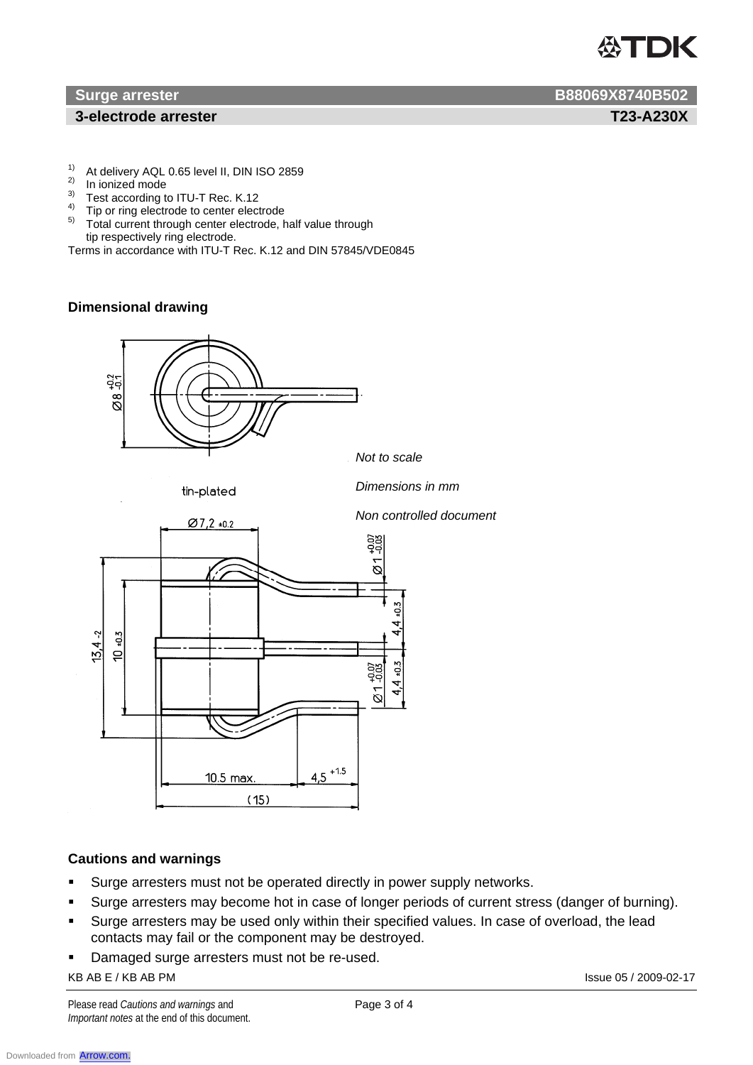# Surge arrester — B88069X8740B502

## 3-electrode arrester — T23-A230X

1) At delivery AQL 0.65 level II, DIN ISO 2859
2) In ionized mode
3) Test according to ITU-T Rec. K.12
4) Tip or ring electrode to center electrode
5) Total current through center electrode, half value through tip respectively ring electrode.

Terms in accordance with ITU-T Rec. K.12 and DIN 57845/VDE0845

### Dimensional drawing

*Not to scale*

*Dimensions in mm*

*Non controlled document*

tin-plated

Ø8 +0.2/-0.1

Ø7,2 ±0.2

Ø1 +0.07/-0.03

4,4 ±0.3

13,4 -2

10 ±0.3

10.5 max.

4,5 +1.5

(15)

### Cautions and warnings

- Surge arresters must not be operated directly in power supply networks.
- Surge arresters may become hot in case of longer periods of current stress (danger of burning).
- Surge arresters may be used only within their specified values. In case of overload, the lead contacts may fail or the component may be destroyed.
- Damaged surge arresters must not be re-used.

KB AB E / KB AB PM — Issue 05 / 2009-02-17

Please read *Cautions and warnings* and *Important notes* at the end of this document.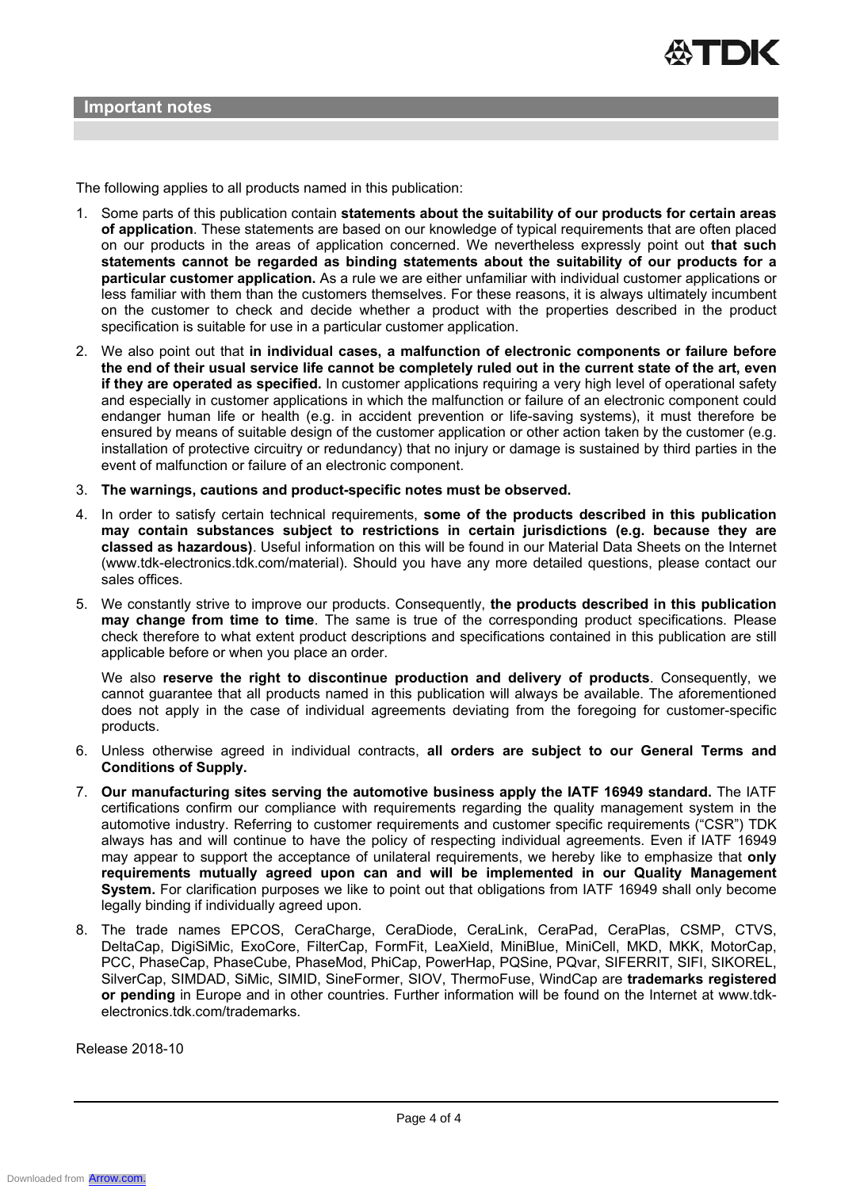## Important notes

The following applies to all products named in this publication:

1. Some parts of this publication contain **statements about the suitability of our products for certain areas of application**. These statements are based on our knowledge of typical requirements that are often placed on our products in the areas of application concerned. We nevertheless expressly point out **that such statements cannot be regarded as binding statements about the suitability of our products for a particular customer application.** As a rule we are either unfamiliar with individual customer applications or less familiar with them than the customers themselves. For these reasons, it is always ultimately incumbent on the customer to check and decide whether a product with the properties described in the product specification is suitable for use in a particular customer application.
2. We also point out that **in individual cases, a malfunction of electronic components or failure before the end of their usual service life cannot be completely ruled out in the current state of the art, even if they are operated as specified.** In customer applications requiring a very high level of operational safety and especially in customer applications in which the malfunction or failure of an electronic component could endanger human life or health (e.g. in accident prevention or life-saving systems), it must therefore be ensured by means of suitable design of the customer application or other action taken by the customer (e.g. installation of protective circuitry or redundancy) that no injury or damage is sustained by third parties in the event of malfunction or failure of an electronic component.
3. **The warnings, cautions and product-specific notes must be observed.**
4. In order to satisfy certain technical requirements, **some of the products described in this publication may contain substances subject to restrictions in certain jurisdictions (e.g. because they are classed as hazardous)**. Useful information on this will be found in our Material Data Sheets on the Internet (www.tdk-electronics.tdk.com/material). Should you have any more detailed questions, please contact our sales offices.
5. We constantly strive to improve our products. Consequently, **the products described in this publication may change from time to time**. The same is true of the corresponding product specifications. Please check therefore to what extent product descriptions and specifications contained in this publication are still applicable before or when you place an order.

   We also **reserve the right to discontinue production and delivery of products**. Consequently, we cannot guarantee that all products named in this publication will always be available. The aforementioned does not apply in the case of individual agreements deviating from the foregoing for customer-specific products.
6. Unless otherwise agreed in individual contracts, **all orders are subject to our General Terms and Conditions of Supply.**
7. **Our manufacturing sites serving the automotive business apply the IATF 16949 standard.** The IATF certifications confirm our compliance with requirements regarding the quality management system in the automotive industry. Referring to customer requirements and customer specific requirements ("CSR") TDK always has and will continue to have the policy of respecting individual agreements. Even if IATF 16949 may appear to support the acceptance of unilateral requirements, we hereby like to emphasize that **only requirements mutually agreed upon can and will be implemented in our Quality Management System.** For clarification purposes we like to point out that obligations from IATF 16949 shall only become legally binding if individually agreed upon.
8. The trade names EPCOS, CeraCharge, CeraDiode, CeraLink, CeraPad, CeraPlas, CSMP, CTVS, DeltaCap, DigiSiMic, ExoCore, FilterCap, FormFit, LeaXield, MiniBlue, MiniCell, MKD, MKK, MotorCap, PCC, PhaseCap, PhaseCube, PhaseMod, PhiCap, PowerHap, PQSine, PQvar, SIFERRIT, SIFI, SIKOREL, SilverCap, SIMDAD, SiMic, SIMID, SineFormer, SIOV, ThermoFuse, WindCap are **trademarks registered or pending** in Europe and in other countries. Further information will be found on the Internet at www.tdk-electronics.tdk.com/trademarks.

Release 2018-10